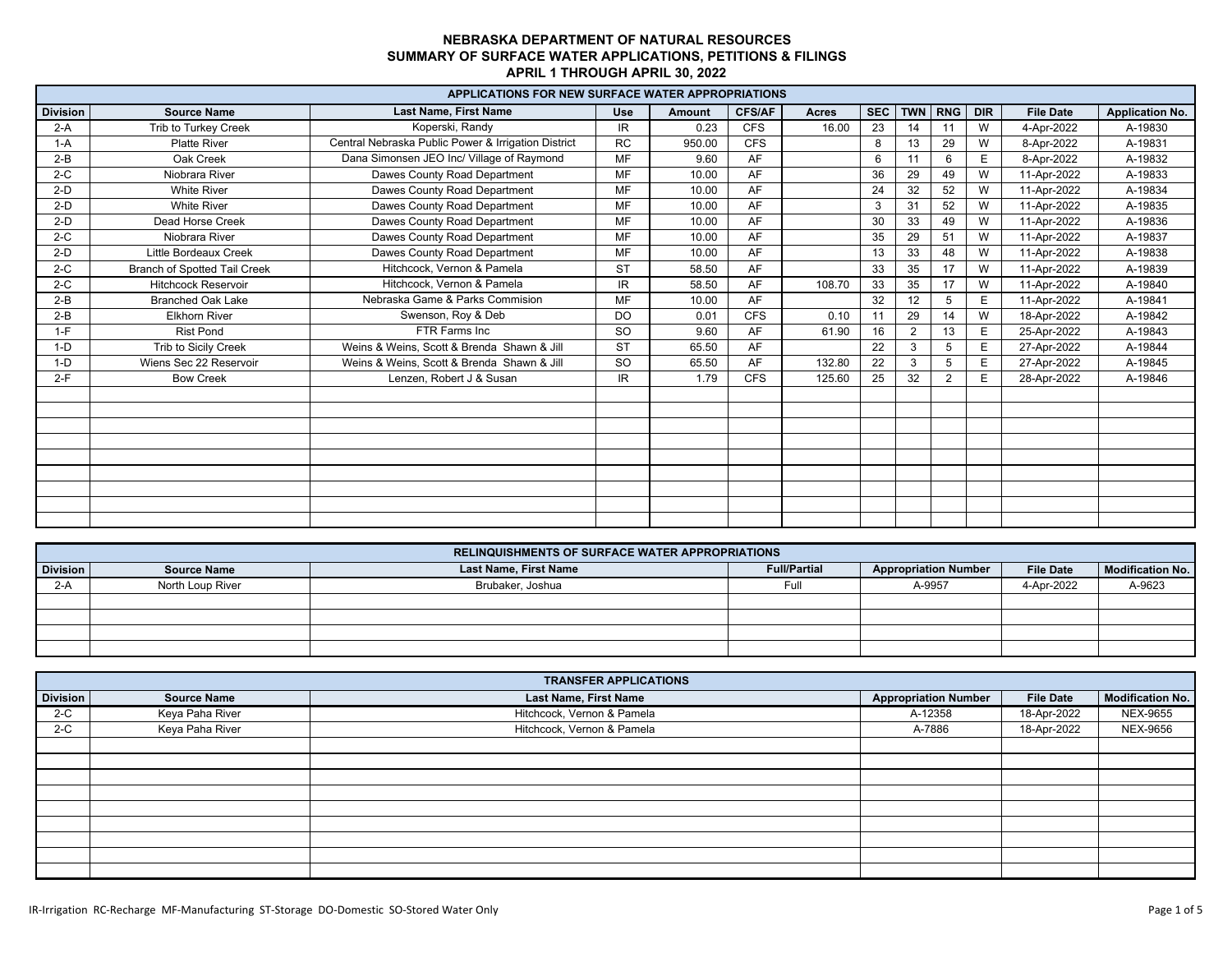# NEBRASKA DEPARTMENT OF NATURAL RESOURCES
## SUMMARY OF SURFACE WATER APPLICATIONS, PETITIONS & FILINGS
### APRIL 1 THROUGH APRIL 30, 2022

**APPLICATIONS FOR NEW SURFACE WATER APPROPRIATIONS**

| Division | Source Name | Last Name, First Name | Use | Amount | CFS/AF | Acres | SEC | TWN | RNG | DIR | File Date | Application No. |
|---|---|---|---|---|---|---|---|---|---|---|---|---|
| 2-A | Trib to Turkey Creek | Koperski, Randy | IR | 0.23 | CFS | 16.00 | 23 | 14 | 11 | W | 4-Apr-2022 | A-19830 |
| 1-A | Platte River | Central Nebraska Public Power & Irrigation District | RC | 950.00 | CFS | | 8 | 13 | 29 | W | 8-Apr-2022 | A-19831 |
| 2-B | Oak Creek | Dana Simonsen JEO Inc/ Village of Raymond | MF | 9.60 | AF | | 6 | 11 | 6 | E | 8-Apr-2022 | A-19832 |
| 2-C | Niobrara River | Dawes County Road Department | MF | 10.00 | AF | | 36 | 29 | 49 | W | 11-Apr-2022 | A-19833 |
| 2-D | White River | Dawes County Road Department | MF | 10.00 | AF | | 24 | 32 | 52 | W | 11-Apr-2022 | A-19834 |
| 2-D | White River | Dawes County Road Department | MF | 10.00 | AF | | 3 | 31 | 52 | W | 11-Apr-2022 | A-19835 |
| 2-D | Dead Horse Creek | Dawes County Road Department | MF | 10.00 | AF | | 30 | 33 | 49 | W | 11-Apr-2022 | A-19836 |
| 2-C | Niobrara River | Dawes County Road Department | MF | 10.00 | AF | | 35 | 29 | 51 | W | 11-Apr-2022 | A-19837 |
| 2-D | Little Bordeaux Creek | Dawes County Road Department | MF | 10.00 | AF | | 13 | 33 | 48 | W | 11-Apr-2022 | A-19838 |
| 2-C | Branch of Spotted Tail Creek | Hitchcock, Vernon & Pamela | ST | 58.50 | AF | | 33 | 35 | 17 | W | 11-Apr-2022 | A-19839 |
| 2-C | Hitchcock Reservoir | Hitchcock, Vernon & Pamela | IR | 58.50 | AF | 108.70 | 33 | 35 | 17 | W | 11-Apr-2022 | A-19840 |
| 2-B | Branched Oak Lake | Nebraska Game & Parks Commision | MF | 10.00 | AF | | 32 | 12 | 5 | E | 11-Apr-2022 | A-19841 |
| 2-B | Elkhorn River | Swenson, Roy & Deb | DO | 0.01 | CFS | 0.10 | 11 | 29 | 14 | W | 18-Apr-2022 | A-19842 |
| 1-F | Rist Pond | FTR Farms Inc | SO | 9.60 | AF | 61.90 | 16 | 2 | 13 | E | 25-Apr-2022 | A-19843 |
| 1-D | Trib to Sicily Creek | Weins & Weins, Scott & Brenda Shawn & Jill | ST | 65.50 | AF | | 22 | 3 | 5 | E | 27-Apr-2022 | A-19844 |
| 1-D | Wiens Sec 22 Reservoir | Weins & Weins, Scott & Brenda Shawn & Jill | SO | 65.50 | AF | 132.80 | 22 | 3 | 5 | E | 27-Apr-2022 | A-19845 |
| 2-F | Bow Creek | Lenzen, Robert J & Susan | IR | 1.79 | CFS | 125.60 | 25 | 32 | 2 | E | 28-Apr-2022 | A-19846 |

**RELINQUISHMENTS OF SURFACE WATER APPROPRIATIONS**

| Division | Source Name | Last Name, First Name | Full/Partial | Appropriation Number | File Date | Modification No. |
|---|---|---|---|---|---|---|
| 2-A | North Loup River | Brubaker, Joshua | Full | A-9957 | 4-Apr-2022 | A-9623 |

**TRANSFER APPLICATIONS**

| Division | Source Name | Last Name, First Name | Appropriation Number | File Date | Modification No. |
|---|---|---|---|---|---|
| 2-C | Keya Paha River | Hitchcock, Vernon & Pamela | A-12358 | 18-Apr-2022 | NEX-9655 |
| 2-C | Keya Paha River | Hitchcock, Vernon & Pamela | A-7886 | 18-Apr-2022 | NEX-9656 |

IR-Irrigation RC-Recharge MF-Manufacturing ST-Storage DO-Domestic SO-Stored Water Only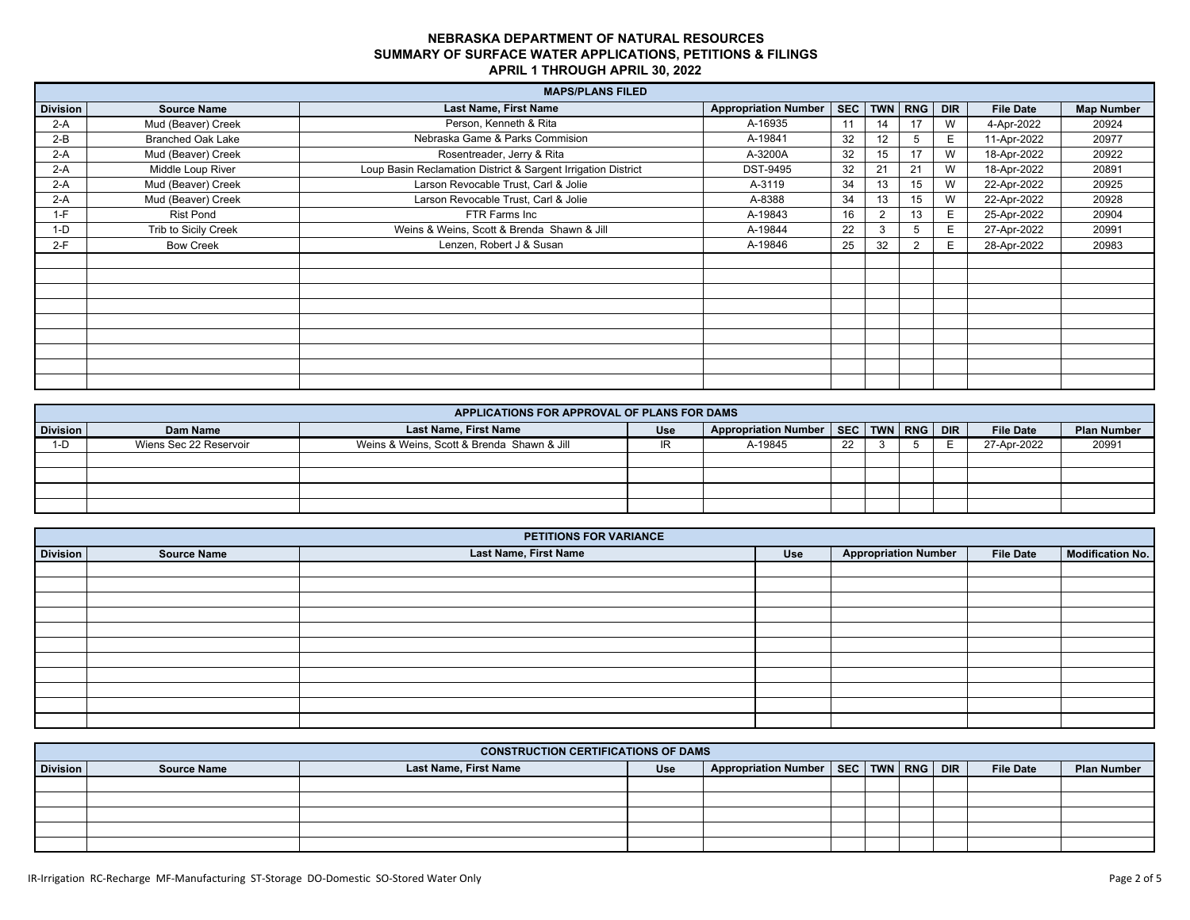# NEBRASKA DEPARTMENT OF NATURAL RESOURCES
## SUMMARY OF SURFACE WATER APPLICATIONS, PETITIONS & FILINGS
### APRIL 1 THROUGH APRIL 30, 2022

**MAPS/PLANS FILED**

| Division | Source Name | Last Name, First Name | Appropriation Number | SEC | TWN | RNG | DIR | File Date | Map Number |
|---|---|---|---|---|---|---|---|---|---|
| 2-A | Mud (Beaver) Creek | Person, Kenneth & Rita | A-16935 | 11 | 14 | 17 | W | 4-Apr-2022 | 20924 |
| 2-B | Branched Oak Lake | Nebraska Game & Parks Commision | A-19841 | 32 | 12 | 5 | E | 11-Apr-2022 | 20977 |
| 2-A | Mud (Beaver) Creek | Rosentreader, Jerry & Rita | A-3200A | 32 | 15 | 17 | W | 18-Apr-2022 | 20922 |
| 2-A | Middle Loup River | Loup Basin Reclamation District & Sargent Irrigation District | DST-9495 | 32 | 21 | 21 | W | 18-Apr-2022 | 20891 |
| 2-A | Mud (Beaver) Creek | Larson Revocable Trust, Carl & Jolie | A-3119 | 34 | 13 | 15 | W | 22-Apr-2022 | 20925 |
| 2-A | Mud (Beaver) Creek | Larson Revocable Trust, Carl & Jolie | A-8388 | 34 | 13 | 15 | W | 22-Apr-2022 | 20928 |
| 1-F | Rist Pond | FTR Farms Inc | A-19843 | 16 | 2 | 13 | E | 25-Apr-2022 | 20904 |
| 1-D | Trib to Sicily Creek | Weins & Weins, Scott & Brenda Shawn & Jill | A-19844 | 22 | 3 | 5 | E | 27-Apr-2022 | 20991 |
| 2-F | Bow Creek | Lenzen, Robert J & Susan | A-19846 | 25 | 32 | 2 | E | 28-Apr-2022 | 20983 |

**APPLICATIONS FOR APPROVAL OF PLANS FOR DAMS**

| Division | Dam Name | Last Name, First Name | Use | Appropriation Number | SEC | TWN | RNG | DIR | File Date | Plan Number |
|---|---|---|---|---|---|---|---|---|---|---|
| 1-D | Wiens Sec 22 Reservoir | Weins & Weins, Scott & Brenda Shawn & Jill | IR | A-19845 | 22 | 3 | 5 | E | 27-Apr-2022 | 20991 |

**PETITIONS FOR VARIANCE**

| Division | Source Name | Last Name, First Name | Use | Appropriation Number | File Date | Modification No. |
|---|---|---|---|---|---|---|
| | | | | | | |

**CONSTRUCTION CERTIFICATIONS OF DAMS**

| Division | Source Name | Last Name, First Name | Use | Appropriation Number | SEC | TWN | RNG | DIR | File Date | Plan Number |
|---|---|---|---|---|---|---|---|---|---|---|
| | | | | | | | | | | |

IR-Irrigation RC-Recharge MF-Manufacturing ST-Storage DO-Domestic SO-Stored Water Only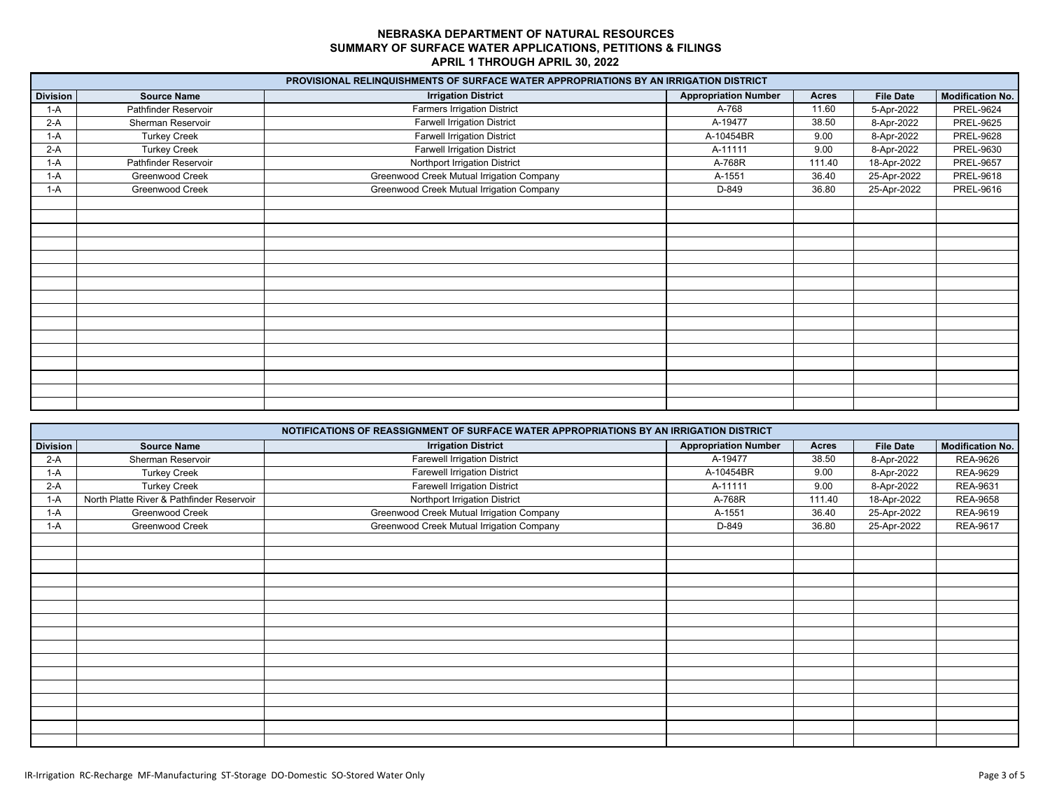# NEBRASKA DEPARTMENT OF NATURAL RESOURCES
## SUMMARY OF SURFACE WATER APPLICATIONS, PETITIONS & FILINGS
### APRIL 1 THROUGH APRIL 30, 2022

**PROVISIONAL RELINQUISHMENTS OF SURFACE WATER APPROPRIATIONS BY AN IRRIGATION DISTRICT**

| Division | Source Name | Irrigation District | Appropriation Number | Acres | File Date | Modification No. |
|---|---|---|---|---|---|---|
| 1-A | Pathfinder Reservoir | Farmers Irrigation District | A-768 | 11.60 | 5-Apr-2022 | PREL-9624 |
| 2-A | Sherman Reservoir | Farwell Irrigation District | A-19477 | 38.50 | 8-Apr-2022 | PREL-9625 |
| 1-A | Turkey Creek | Farwell Irrigation District | A-10454BR | 9.00 | 8-Apr-2022 | PREL-9628 |
| 2-A | Turkey Creek | Farwell Irrigation District | A-11111 | 9.00 | 8-Apr-2022 | PREL-9630 |
| 1-A | Pathfinder Reservoir | Northport Irrigation District | A-768R | 111.40 | 18-Apr-2022 | PREL-9657 |
| 1-A | Greenwood Creek | Greenwood Creek Mutual Irrigation Company | A-1551 | 36.40 | 25-Apr-2022 | PREL-9618 |
| 1-A | Greenwood Creek | Greenwood Creek Mutual Irrigation Company | D-849 | 36.80 | 25-Apr-2022 | PREL-9616 |

**NOTIFICATIONS OF REASSIGNMENT OF SURFACE WATER APPROPRIATIONS BY AN IRRIGATION DISTRICT**

| Division | Source Name | Irrigation District | Appropriation Number | Acres | File Date | Modification No. |
|---|---|---|---|---|---|---|
| 2-A | Sherman Reservoir | Farewell Irrigation District | A-19477 | 38.50 | 8-Apr-2022 | REA-9626 |
| 1-A | Turkey Creek | Farewell Irrigation District | A-10454BR | 9.00 | 8-Apr-2022 | REA-9629 |
| 2-A | Turkey Creek | Farewell Irrigation District | A-11111 | 9.00 | 8-Apr-2022 | REA-9631 |
| 1-A | North Platte River & Pathfinder Reservoir | Northport Irrigation District | A-768R | 111.40 | 18-Apr-2022 | REA-9658 |
| 1-A | Greenwood Creek | Greenwood Creek Mutual Irrigation Company | A-1551 | 36.40 | 25-Apr-2022 | REA-9619 |
| 1-A | Greenwood Creek | Greenwood Creek Mutual Irrigation Company | D-849 | 36.80 | 25-Apr-2022 | REA-9617 |

IR-Irrigation RC-Recharge MF-Manufacturing ST-Storage DO-Domestic SO-Stored Water Only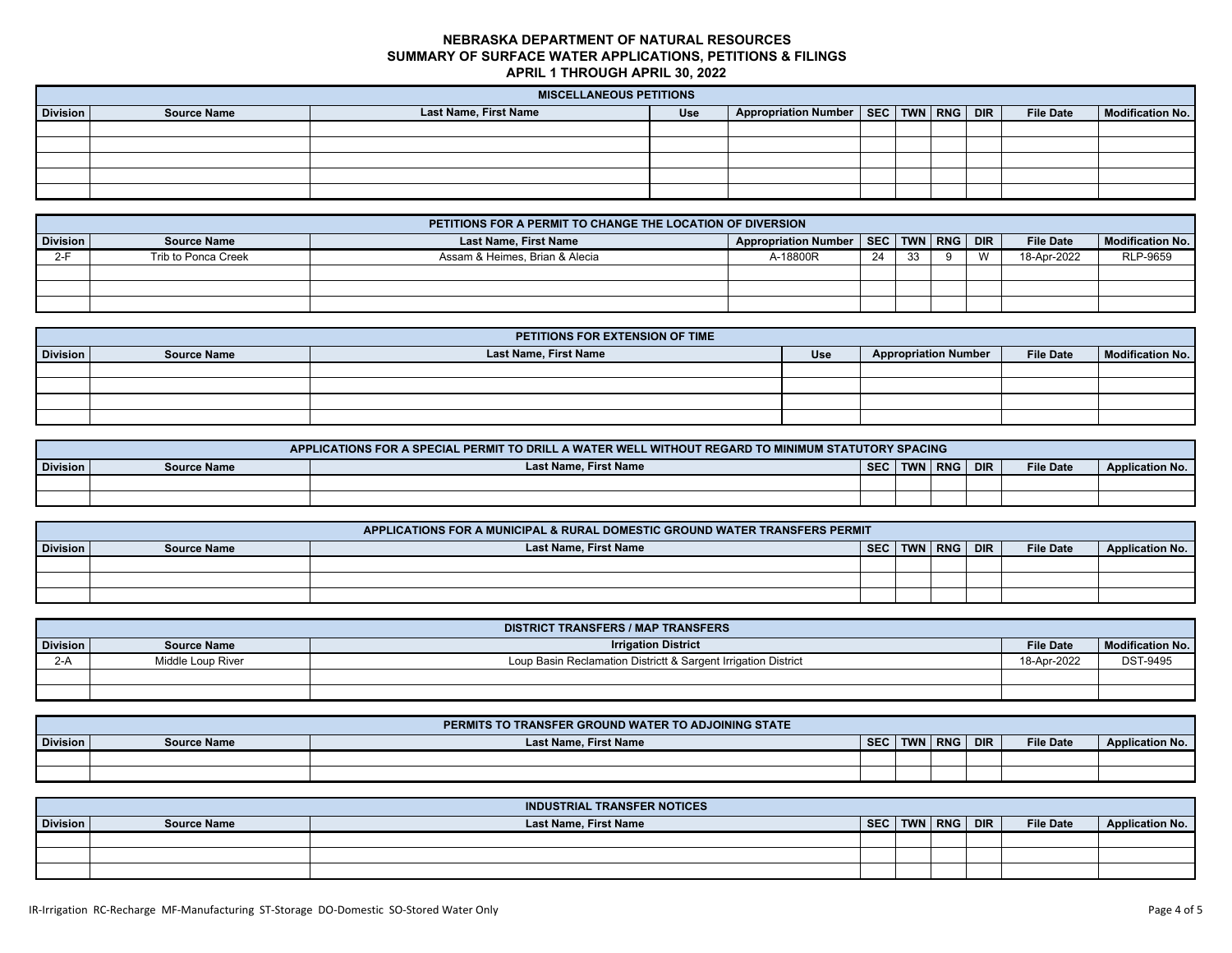# NEBRASKA DEPARTMENT OF NATURAL RESOURCES
## SUMMARY OF SURFACE WATER APPLICATIONS, PETITIONS & FILINGS
### APRIL 1 THROUGH APRIL 30, 2022

| MISCELLANEOUS PETITIONS | | | | | | | | | | |
|---|---|---|---|---|---|---|---|---|---|---|
| Division | Source Name | Last Name, First Name | Use | Appropriation Number | SEC | TWN | RNG | DIR | File Date | Modification No. |
| | | | | | | | | | | |
| | | | | | | | | | | |
| | | | | | | | | | | |
| | | | | | | | | | | |
| | | | | | | | | | | |

| PETITIONS FOR A PERMIT TO CHANGE THE LOCATION OF DIVERSION | | | | | | | | | |
|---|---|---|---|---|---|---|---|---|---|
| Division | Source Name | Last Name, First Name | Appropriation Number | SEC | TWN | RNG | DIR | File Date | Modification No. |
| 2-F | Trib to Ponca Creek | Assam & Heimes, Brian & Alecia | A-18800R | 24 | 33 | 9 | W | 18-Apr-2022 | RLP-9659 |
| | | | | | | | | | |
| | | | | | | | | | |
| | | | | | | | | | |

| PETITIONS FOR EXTENSION OF TIME | | | | | | |
|---|---|---|---|---|---|---|
| Division | Source Name | Last Name, First Name | Use | Appropriation Number | File Date | Modification No. |
| | | | | | | |
| | | | | | | |
| | | | | | | |
| | | | | | | |

| APPLICATIONS FOR A SPECIAL PERMIT TO DRILL A WATER WELL WITHOUT REGARD TO MINIMUM STATUTORY SPACING | | | | | | | | |
|---|---|---|---|---|---|---|---|---|
| Division | Source Name | Last Name, First Name | SEC | TWN | RNG | DIR | File Date | Application No. |
| | | | | | | | | |
| | | | | | | | | |

| APPLICATIONS FOR A MUNICIPAL & RURAL DOMESTIC GROUND WATER TRANSFERS PERMIT | | | | | | | | |
|---|---|---|---|---|---|---|---|---|
| Division | Source Name | Last Name, First Name | SEC | TWN | RNG | DIR | File Date | Application No. |
| | | | | | | | | |
| | | | | | | | | |
| | | | | | | | | |

| DISTRICT TRANSFERS / MAP TRANSFERS | | | | |
|---|---|---|---|---|
| Division | Source Name | Irrigation District | File Date | Modification No. |
| 2-A | Middle Loup River | Loup Basin Reclamation Districtt & Sargent Irrigation District | 18-Apr-2022 | DST-9495 |
| | | | | |
| | | | | |

| PERMITS TO TRANSFER GROUND WATER TO ADJOINING STATE | | | | | | | | |
|---|---|---|---|---|---|---|---|---|
| Division | Source Name | Last Name, First Name | SEC | TWN | RNG | DIR | File Date | Application No. |
| | | | | | | | | |
| | | | | | | | | |

| INDUSTRIAL TRANSFER NOTICES | | | | | | | | |
|---|---|---|---|---|---|---|---|---|
| Division | Source Name | Last Name, First Name | SEC | TWN | RNG | DIR | File Date | Application No. |
| | | | | | | | | |
| | | | | | | | | |
| | | | | | | | | |

IR-Irrigation RC-Recharge MF-Manufacturing ST-Storage DO-Domestic SO-Stored Water Only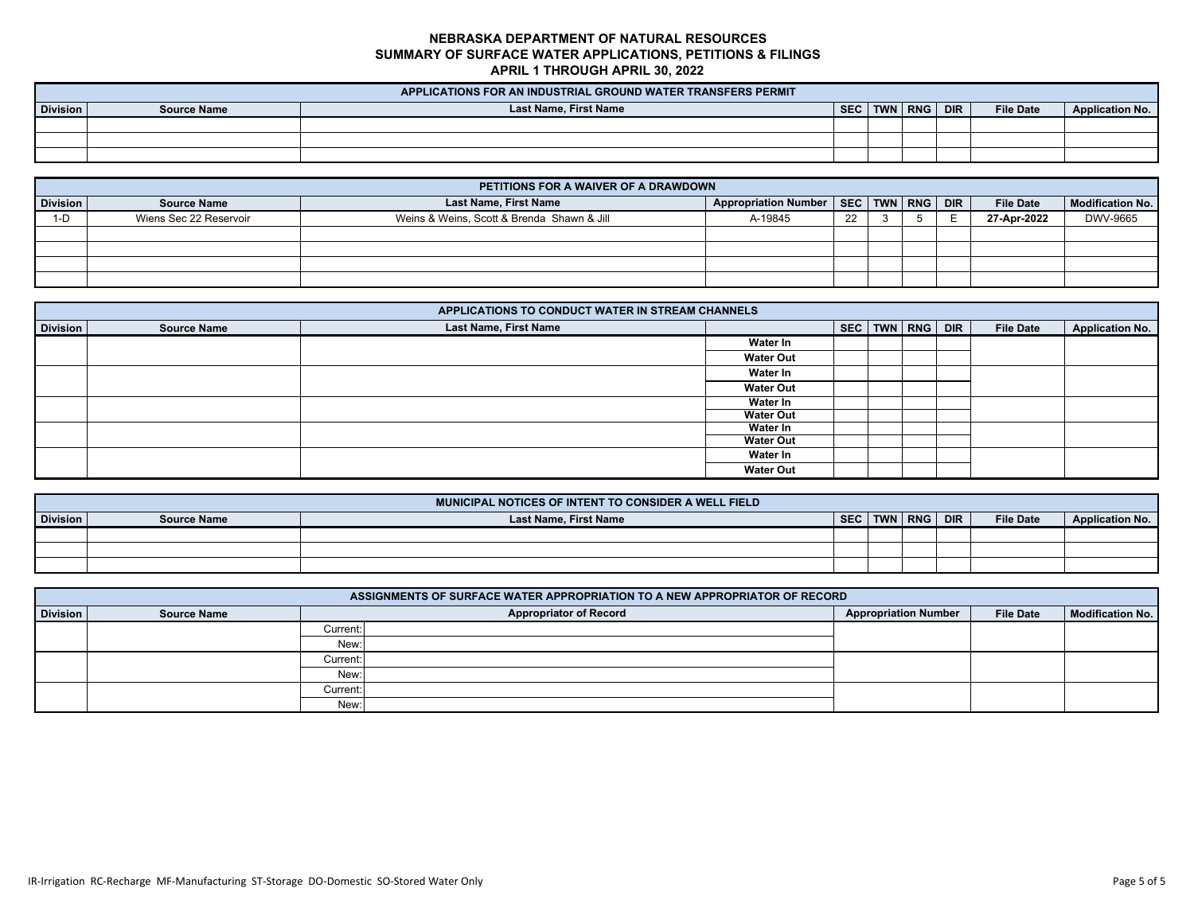# NEBRASKA DEPARTMENT OF NATURAL RESOURCES
## SUMMARY OF SURFACE WATER APPLICATIONS, PETITIONS & FILINGS
### APRIL 1 THROUGH APRIL 30, 2022

**APPLICATIONS FOR AN INDUSTRIAL GROUND WATER TRANSFERS PERMIT**

| Division | Source Name | Last Name, First Name | SEC | TWN | RNG | DIR | File Date | Application No. |
|---|---|---|---|---|---|---|---|---|
| | | | | | | | | |
| | | | | | | | | |
| | | | | | | | | |

**PETITIONS FOR A WAIVER OF A DRAWDOWN**

| Division | Source Name | Last Name, First Name | Appropriation Number | SEC | TWN | RNG | DIR | File Date | Modification No. |
|---|---|---|---|---|---|---|---|---|---|
| 1-D | Wiens Sec 22 Reservoir | Weins & Weins, Scott & Brenda Shawn & Jill | A-19845 | 22 | 3 | 5 | E | **27-Apr-2022** | DWV-9665 |
| | | | | | | | | | |
| | | | | | | | | | |
| | | | | | | | | | |
| | | | | | | | | | |

**APPLICATIONS TO CONDUCT WATER IN STREAM CHANNELS**

| Division | Source Name | Last Name, First Name | | SEC | TWN | RNG | DIR | File Date | Application No. |
|---|---|---|---|---|---|---|---|---|---|
| | | | **Water In** | | | | | | |
| | | | **Water Out** | | | | | | |
| | | | **Water In** | | | | | | |
| | | | **Water Out** | | | | | | |
| | | | **Water In** | | | | | | |
| | | | **Water Out** | | | | | | |
| | | | **Water In** | | | | | | |
| | | | **Water Out** | | | | | | |
| | | | **Water In** | | | | | | |
| | | | **Water Out** | | | | | | |

**MUNICIPAL NOTICES OF INTENT TO CONSIDER A WELL FIELD**

| Division | Source Name | Last Name, First Name | SEC | TWN | RNG | DIR | File Date | Application No. |
|---|---|---|---|---|---|---|---|---|
| | | | | | | | | |
| | | | | | | | | |
| | | | | | | | | |

**ASSIGNMENTS OF SURFACE WATER APPROPRIATION TO A NEW APPROPRIATOR OF RECORD**

| Division | Source Name | Appropriator of Record | | Appropriation Number | File Date | Modification No. |
|---|---|---|---|---|---|---|
| | | Current: | | | | |
| | | New: | | | | |
| | | Current: | | | | |
| | | New: | | | | |
| | | Current: | | | | |
| | | New: | | | | |

IR-Irrigation RC-Recharge MF-Manufacturing ST-Storage DO-Domestic SO-Stored Water Only